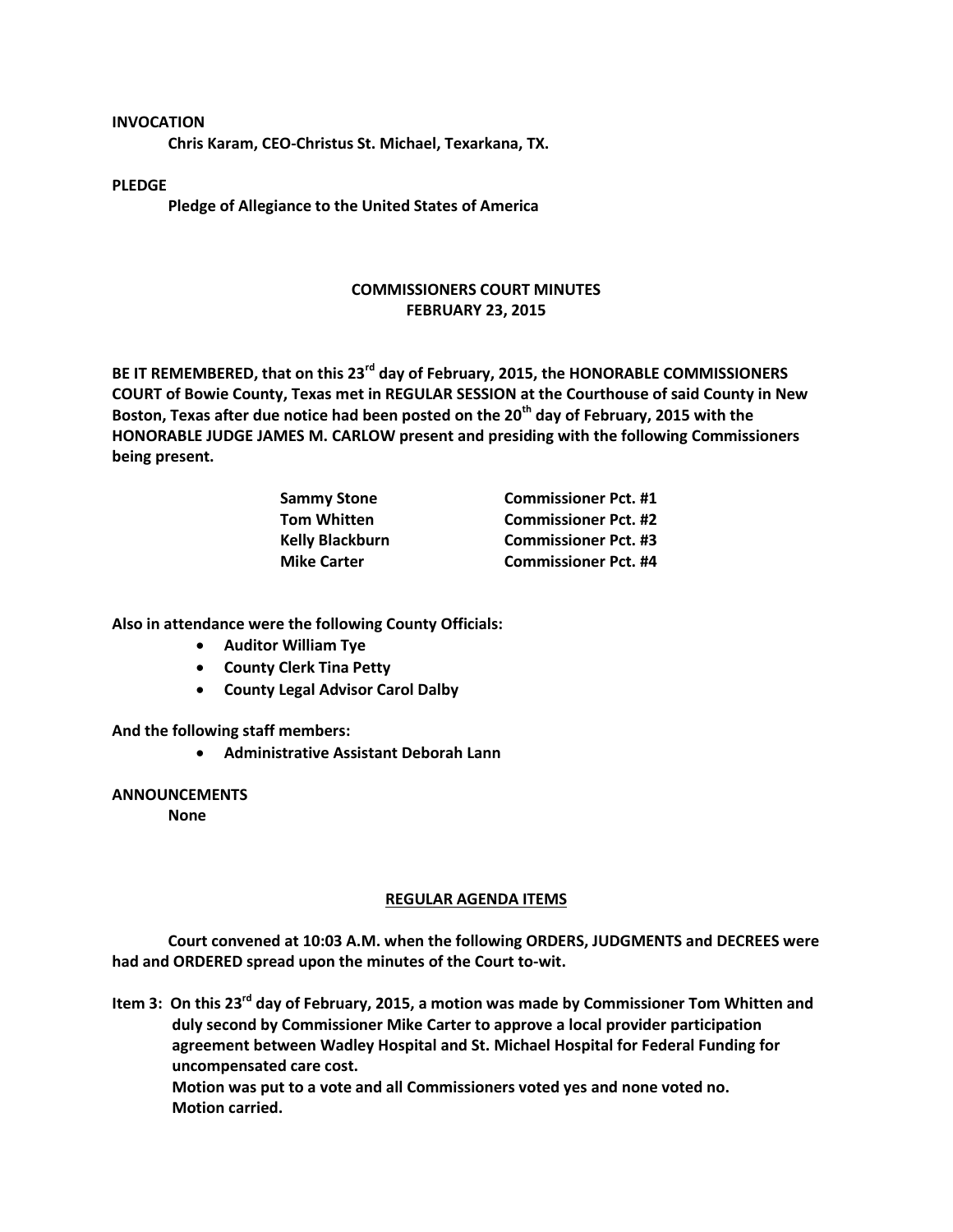**INVOCATION**

**Chris Karam, CEO-Christus St. Michael, Texarkana, TX.**

**PLEDGE**

**Pledge of Allegiance to the United States of America**

## COMMISSIONERS COURT MINUTES
## FEBRUARY 23, 2015

**BE IT REMEMBERED, that on this 23rd day of February, 2015, the HONORABLE COMMISSIONERS COURT of Bowie County, Texas met in REGULAR SESSION at the Courthouse of said County in New Boston, Texas after due notice had been posted on the 20th day of February, 2015 with the HONORABLE JUDGE JAMES M. CARLOW present and presiding with the following Commissioners being present.**

| | |
|---|---|
| **Sammy Stone** | **Commissioner Pct. #1** |
| **Tom Whitten** | **Commissioner Pct. #2** |
| **Kelly Blackburn** | **Commissioner Pct. #3** |
| **Mike Carter** | **Commissioner Pct. #4** |

**Also in attendance were the following County Officials:**

- **Auditor William Tye**
- **County Clerk Tina Petty**
- **County Legal Advisor Carol Dalby**

**And the following staff members:**

- **Administrative Assistant Deborah Lann**

**ANNOUNCEMENTS**

**None**

## REGULAR AGENDA ITEMS

**Court convened at 10:03 A.M. when the following ORDERS, JUDGMENTS and DECREES were had and ORDERED spread upon the minutes of the Court to-wit.**

**Item 3: On this 23rd day of February, 2015, a motion was made by Commissioner Tom Whitten and duly second by Commissioner Mike Carter to approve a local provider participation agreement between Wadley Hospital and St. Michael Hospital for Federal Funding for uncompensated care cost.**
**Motion was put to a vote and all Commissioners voted yes and none voted no.**
**Motion carried.**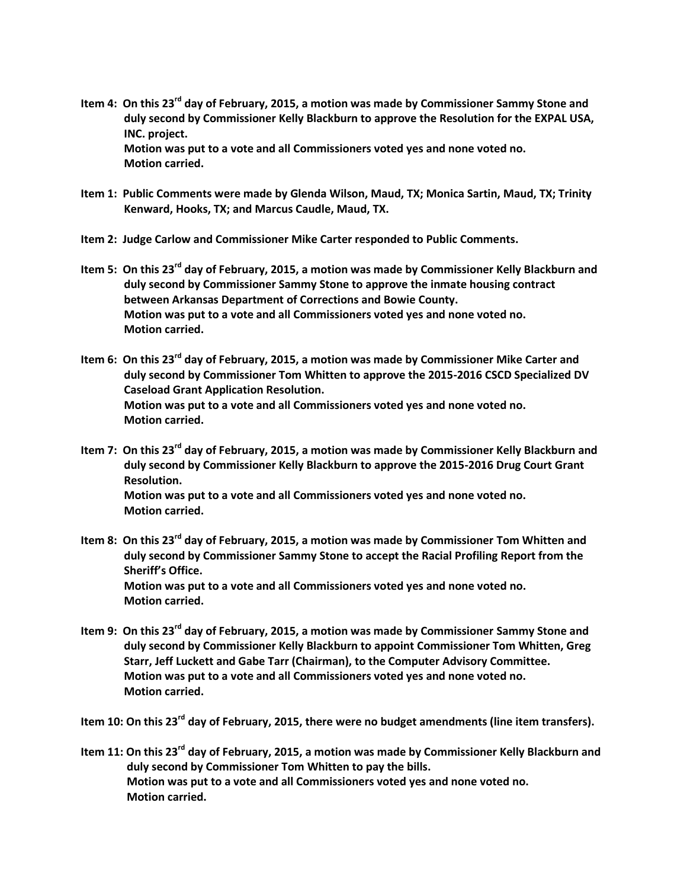**Item 4: On this 23rd day of February, 2015, a motion was made by Commissioner Sammy Stone and duly second by Commissioner Kelly Blackburn to approve the Resolution for the EXPAL USA, INC. project.**
**Motion was put to a vote and all Commissioners voted yes and none voted no.**
**Motion carried.**

**Item 1: Public Comments were made by Glenda Wilson, Maud, TX; Monica Sartin, Maud, TX; Trinity Kenward, Hooks, TX; and Marcus Caudle, Maud, TX.**

**Item 2: Judge Carlow and Commissioner Mike Carter responded to Public Comments.**

**Item 5: On this 23rd day of February, 2015, a motion was made by Commissioner Kelly Blackburn and duly second by Commissioner Sammy Stone to approve the inmate housing contract between Arkansas Department of Corrections and Bowie County.**
**Motion was put to a vote and all Commissioners voted yes and none voted no.**
**Motion carried.**

**Item 6: On this 23rd day of February, 2015, a motion was made by Commissioner Mike Carter and duly second by Commissioner Tom Whitten to approve the 2015-2016 CSCD Specialized DV Caseload Grant Application Resolution.**
**Motion was put to a vote and all Commissioners voted yes and none voted no.**
**Motion carried.**

**Item 7: On this 23rd day of February, 2015, a motion was made by Commissioner Kelly Blackburn and duly second by Commissioner Kelly Blackburn to approve the 2015-2016 Drug Court Grant Resolution.**
**Motion was put to a vote and all Commissioners voted yes and none voted no.**
**Motion carried.**

**Item 8: On this 23rd day of February, 2015, a motion was made by Commissioner Tom Whitten and duly second by Commissioner Sammy Stone to accept the Racial Profiling Report from the Sheriff's Office.**
**Motion was put to a vote and all Commissioners voted yes and none voted no.**
**Motion carried.**

**Item 9: On this 23rd day of February, 2015, a motion was made by Commissioner Sammy Stone and duly second by Commissioner Kelly Blackburn to appoint Commissioner Tom Whitten, Greg Starr, Jeff Luckett and Gabe Tarr (Chairman), to the Computer Advisory Committee.**
**Motion was put to a vote and all Commissioners voted yes and none voted no.**
**Motion carried.**

**Item 10: On this 23rd day of February, 2015, there were no budget amendments (line item transfers).**

**Item 11: On this 23rd day of February, 2015, a motion was made by Commissioner Kelly Blackburn and duly second by Commissioner Tom Whitten to pay the bills.**
**Motion was put to a vote and all Commissioners voted yes and none voted no.**
**Motion carried.**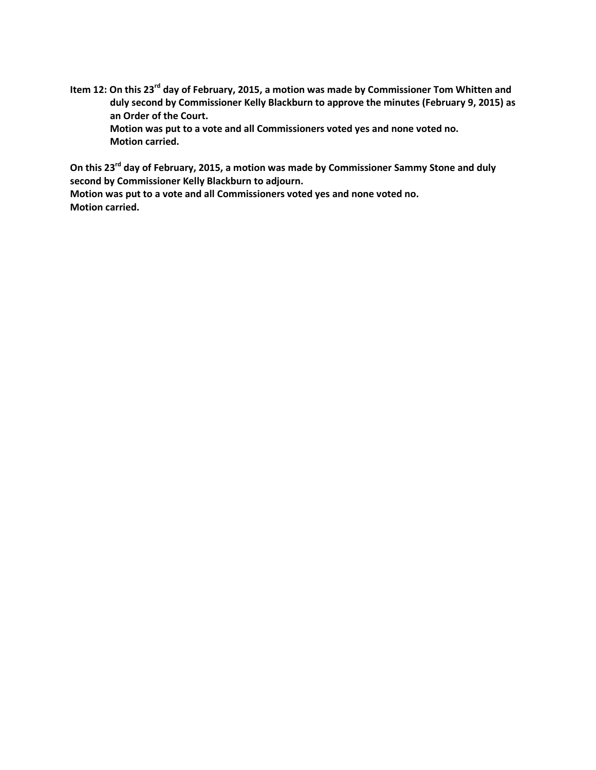**Item 12: On this 23rd day of February, 2015, a motion was made by Commissioner Tom Whitten and duly second by Commissioner Kelly Blackburn to approve the minutes (February 9, 2015) as an Order of the Court.**
**Motion was put to a vote and all Commissioners voted yes and none voted no.**
**Motion carried.**

**On this 23rd day of February, 2015, a motion was made by Commissioner Sammy Stone and duly second by Commissioner Kelly Blackburn to adjourn.**
**Motion was put to a vote and all Commissioners voted yes and none voted no.**
**Motion carried.**